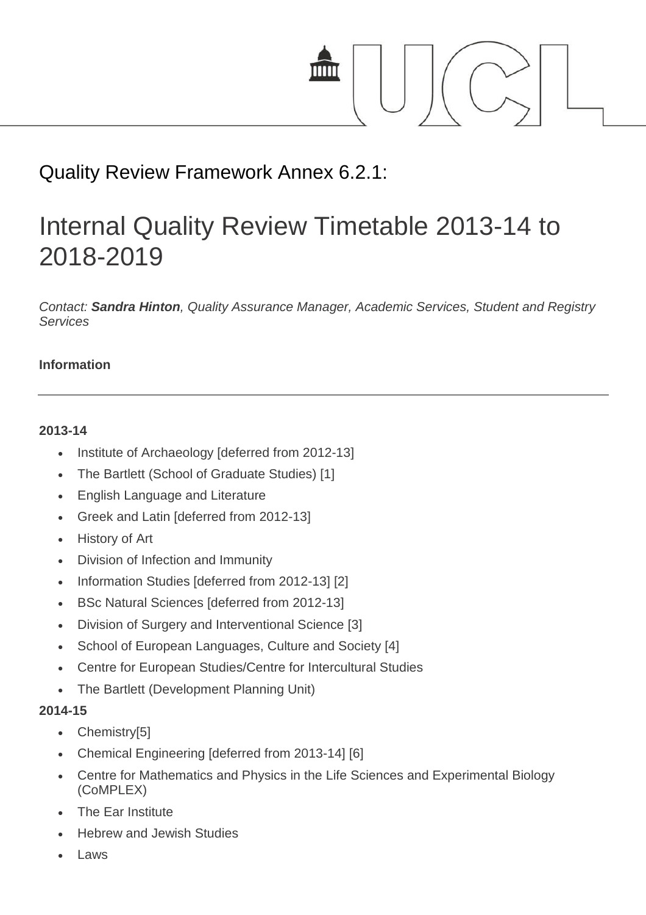## Quality Review Framework Annex 6.2.1:

# Internal Quality Review Timetable 2013-14 to 2018-2019

*Contact: **Sandra Hinton**, Quality Assurance Manager, Academic Services, Student and Registry Services*

**Information**

---

**2013-14**

- Institute of Archaeology [deferred from 2012-13]
- The Bartlett (School of Graduate Studies) [1]
- English Language and Literature
- Greek and Latin [deferred from 2012-13]
- History of Art
- Division of Infection and Immunity
- Information Studies [deferred from 2012-13] [2]
- BSc Natural Sciences [deferred from 2012-13]
- Division of Surgery and Interventional Science [3]
- School of European Languages, Culture and Society [4]
- Centre for European Studies/Centre for Intercultural Studies
- The Bartlett (Development Planning Unit)

**2014-15**

- Chemistry[5]
- Chemical Engineering [deferred from 2013-14] [6]
- Centre for Mathematics and Physics in the Life Sciences and Experimental Biology (CoMPLEX)
- The Ear Institute
- Hebrew and Jewish Studies
- Laws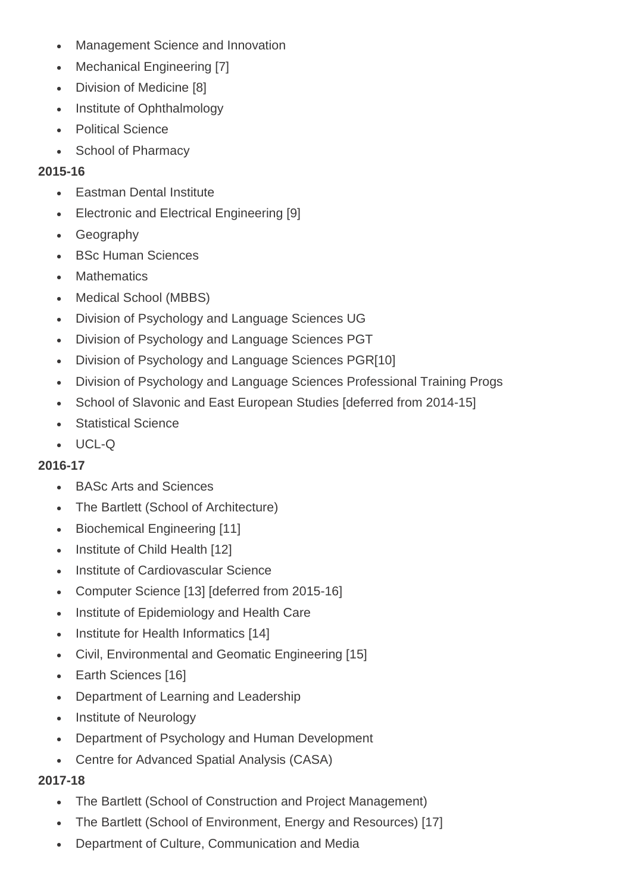- Management Science and Innovation
- Mechanical Engineering [7]
- Division of Medicine [8]
- Institute of Ophthalmology
- Political Science
- School of Pharmacy

**2015-16**

- Eastman Dental Institute
- Electronic and Electrical Engineering [9]
- Geography
- BSc Human Sciences
- Mathematics
- Medical School (MBBS)
- Division of Psychology and Language Sciences UG
- Division of Psychology and Language Sciences PGT
- Division of Psychology and Language Sciences PGR[10]
- Division of Psychology and Language Sciences Professional Training Progs
- School of Slavonic and East European Studies [deferred from 2014-15]
- Statistical Science
- UCL-Q

**2016-17**

- BASc Arts and Sciences
- The Bartlett (School of Architecture)
- Biochemical Engineering [11]
- Institute of Child Health [12]
- Institute of Cardiovascular Science
- Computer Science [13] [deferred from 2015-16]
- Institute of Epidemiology and Health Care
- Institute for Health Informatics [14]
- Civil, Environmental and Geomatic Engineering [15]
- Earth Sciences [16]
- Department of Learning and Leadership
- Institute of Neurology
- Department of Psychology and Human Development
- Centre for Advanced Spatial Analysis (CASA)

**2017-18**

- The Bartlett (School of Construction and Project Management)
- The Bartlett (School of Environment, Energy and Resources) [17]
- Department of Culture, Communication and Media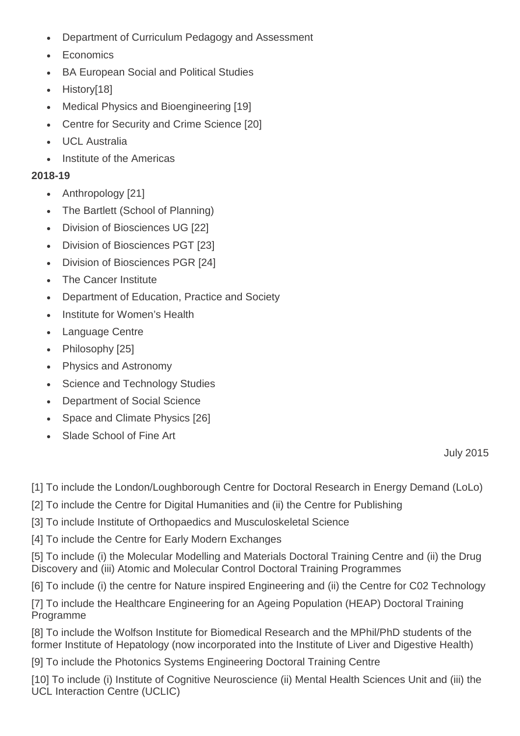- Department of Curriculum Pedagogy and Assessment
- Economics
- BA European Social and Political Studies
- History[18]
- Medical Physics and Bioengineering [19]
- Centre for Security and Crime Science [20]
- UCL Australia
- Institute of the Americas

**2018-19**

- Anthropology [21]
- The Bartlett (School of Planning)
- Division of Biosciences UG [22]
- Division of Biosciences PGT [23]
- Division of Biosciences PGR [24]
- The Cancer Institute
- Department of Education, Practice and Society
- Institute for Women's Health
- Language Centre
- Philosophy [25]
- Physics and Astronomy
- Science and Technology Studies
- Department of Social Science
- Space and Climate Physics [26]
- Slade School of Fine Art

July 2015

[1] To include the London/Loughborough Centre for Doctoral Research in Energy Demand (LoLo)

[2] To include the Centre for Digital Humanities and (ii) the Centre for Publishing

[3] To include Institute of Orthopaedics and Musculoskeletal Science

[4] To include the Centre for Early Modern Exchanges

[5] To include (i) the Molecular Modelling and Materials Doctoral Training Centre and (ii) the Drug Discovery and (iii) Atomic and Molecular Control Doctoral Training Programmes

[6] To include (i) the centre for Nature inspired Engineering and (ii) the Centre for C02 Technology

[7] To include the Healthcare Engineering for an Ageing Population (HEAP) Doctoral Training Programme

[8] To include the Wolfson Institute for Biomedical Research and the MPhil/PhD students of the former Institute of Hepatology (now incorporated into the Institute of Liver and Digestive Health)

[9] To include the Photonics Systems Engineering Doctoral Training Centre

[10] To include (i) Institute of Cognitive Neuroscience (ii) Mental Health Sciences Unit and (iii) the UCL Interaction Centre (UCLIC)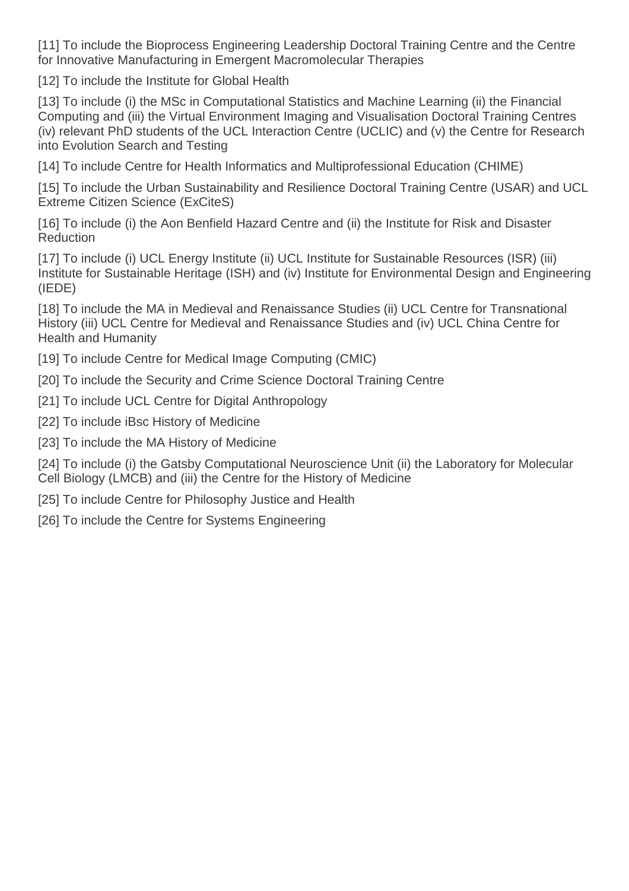[11] To include the Bioprocess Engineering Leadership Doctoral Training Centre and the Centre for Innovative Manufacturing in Emergent Macromolecular Therapies

[12] To include the Institute for Global Health

[13] To include (i) the MSc in Computational Statistics and Machine Learning (ii) the Financial Computing and (iii) the Virtual Environment Imaging and Visualisation Doctoral Training Centres (iv) relevant PhD students of the UCL Interaction Centre (UCLIC) and (v) the Centre for Research into Evolution Search and Testing

[14] To include Centre for Health Informatics and Multiprofessional Education (CHIME)

[15] To include the Urban Sustainability and Resilience Doctoral Training Centre (USAR) and UCL Extreme Citizen Science (ExCiteS)

[16] To include (i) the Aon Benfield Hazard Centre and (ii) the Institute for Risk and Disaster Reduction

[17] To include (i) UCL Energy Institute (ii) UCL Institute for Sustainable Resources (ISR) (iii) Institute for Sustainable Heritage (ISH) and (iv) Institute for Environmental Design and Engineering (IEDE)

[18] To include the MA in Medieval and Renaissance Studies (ii) UCL Centre for Transnational History (iii) UCL Centre for Medieval and Renaissance Studies and (iv) UCL China Centre for Health and Humanity

[19] To include Centre for Medical Image Computing (CMIC)

[20] To include the Security and Crime Science Doctoral Training Centre

[21] To include UCL Centre for Digital Anthropology

[22] To include iBsc History of Medicine

[23] To include the MA History of Medicine

[24] To include (i) the Gatsby Computational Neuroscience Unit (ii) the Laboratory for Molecular Cell Biology (LMCB) and (iii) the Centre for the History of Medicine

[25] To include Centre for Philosophy Justice and Health

[26] To include the Centre for Systems Engineering